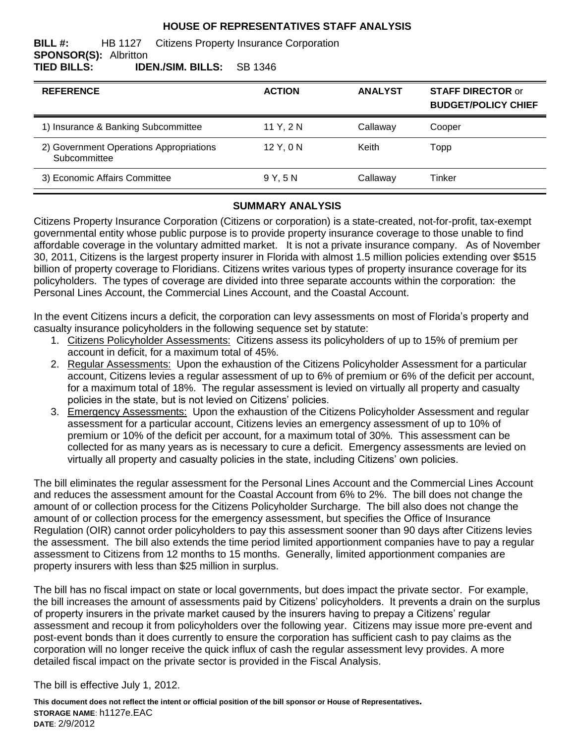# HOUSE OF REPRESENTATIVES STAFF ANALYSIS

**BILL #:** HB 1127 Citizens Property Insurance Corporation
**SPONSOR(S):** Albritton
**TIED BILLS:** **IDEN./SIM. BILLS:** SB 1346

| REFERENCE | ACTION | ANALYST | STAFF DIRECTOR or BUDGET/POLICY CHIEF |
|---|---|---|---|
| 1) Insurance & Banking Subcommittee | 11 Y, 2 N | Callaway | Cooper |
| 2) Government Operations Appropriations Subcommittee | 12 Y, 0 N | Keith | Topp |
| 3) Economic Affairs Committee | 9 Y, 5 N | Callaway | Tinker |

## SUMMARY ANALYSIS

Citizens Property Insurance Corporation (Citizens or corporation) is a state-created, not-for-profit, tax-exempt governmental entity whose public purpose is to provide property insurance coverage to those unable to find affordable coverage in the voluntary admitted market. It is not a private insurance company. As of November 30, 2011, Citizens is the largest property insurer in Florida with almost 1.5 million policies extending over $515 billion of property coverage to Floridians. Citizens writes various types of property insurance coverage for its policyholders. The types of coverage are divided into three separate accounts within the corporation: the Personal Lines Account, the Commercial Lines Account, and the Coastal Account.

In the event Citizens incurs a deficit, the corporation can levy assessments on most of Florida's property and casualty insurance policyholders in the following sequence set by statute:

1. Citizens Policyholder Assessments: Citizens assess its policyholders of up to 15% of premium per account in deficit, for a maximum total of 45%.
2. Regular Assessments: Upon the exhaustion of the Citizens Policyholder Assessment for a particular account, Citizens levies a regular assessment of up to 6% of premium or 6% of the deficit per account, for a maximum total of 18%. The regular assessment is levied on virtually all property and casualty policies in the state, but is not levied on Citizens' policies.
3. Emergency Assessments: Upon the exhaustion of the Citizens Policyholder Assessment and regular assessment for a particular account, Citizens levies an emergency assessment of up to 10% of premium or 10% of the deficit per account, for a maximum total of 30%. This assessment can be collected for as many years as is necessary to cure a deficit. Emergency assessments are levied on virtually all property and casualty policies in the state, including Citizens' own policies.

The bill eliminates the regular assessment for the Personal Lines Account and the Commercial Lines Account and reduces the assessment amount for the Coastal Account from 6% to 2%. The bill does not change the amount of or collection process for the Citizens Policyholder Surcharge. The bill also does not change the amount of or collection process for the emergency assessment, but specifies the Office of Insurance Regulation (OIR) cannot order policyholders to pay this assessment sooner than 90 days after Citizens levies the assessment. The bill also extends the time period limited apportionment companies have to pay a regular assessment to Citizens from 12 months to 15 months. Generally, limited apportionment companies are property insurers with less than $25 million in surplus.

The bill has no fiscal impact on state or local governments, but does impact the private sector. For example, the bill increases the amount of assessments paid by Citizens' policyholders. It prevents a drain on the surplus of property insurers in the private market caused by the insurers having to prepay a Citizens' regular assessment and recoup it from policyholders over the following year. Citizens may issue more pre-event and post-event bonds than it does currently to ensure the corporation has sufficient cash to pay claims as the corporation will no longer receive the quick influx of cash the regular assessment levy provides. A more detailed fiscal impact on the private sector is provided in the Fiscal Analysis.

The bill is effective July 1, 2012.

**This document does not reflect the intent or official position of the bill sponsor or House of Representatives.**
**STORAGE NAME**: h1127e.EAC
**DATE**: 2/9/2012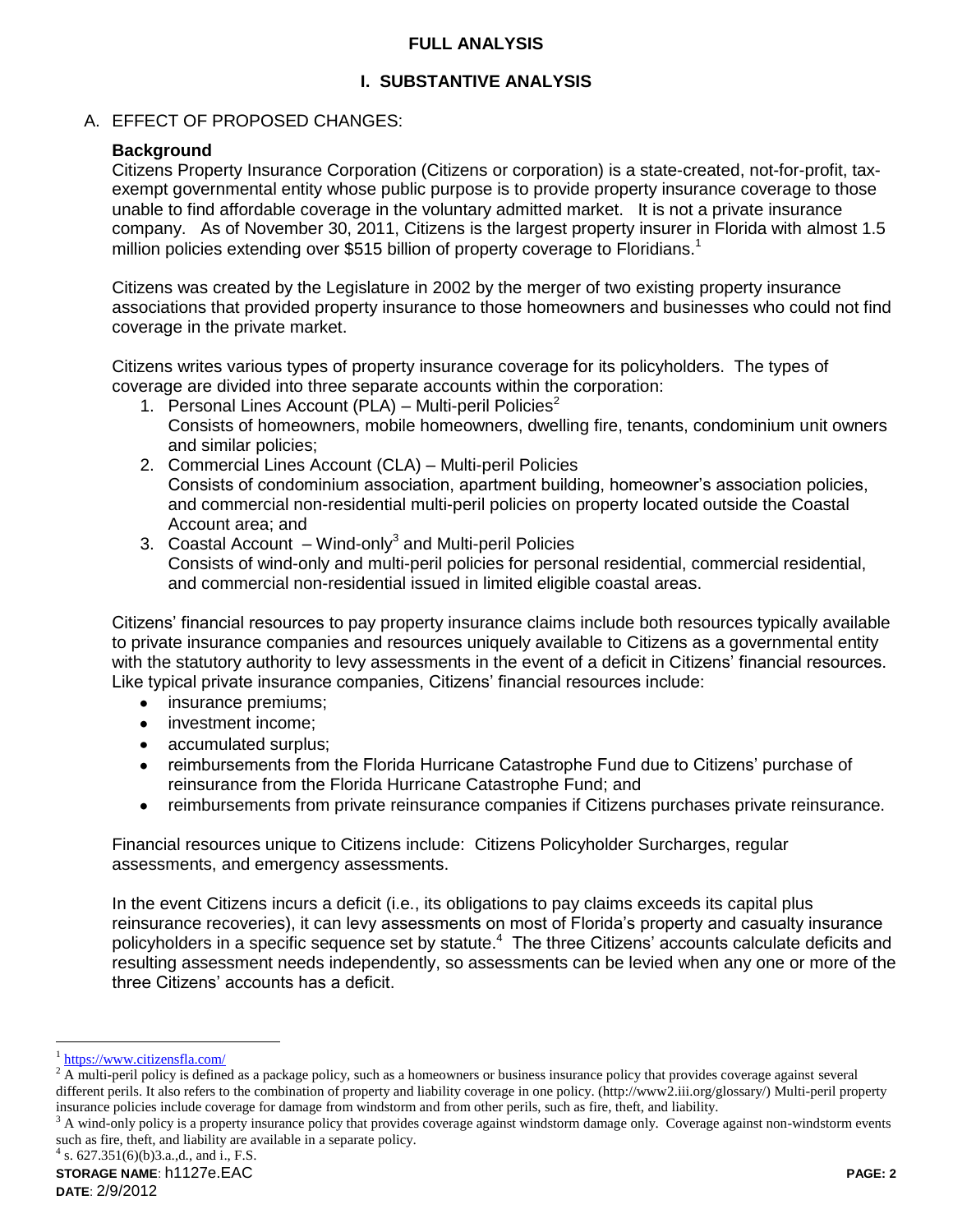**FULL ANALYSIS**

# I. SUBSTANTIVE ANALYSIS

## A. EFFECT OF PROPOSED CHANGES:

**Background**

Citizens Property Insurance Corporation (Citizens or corporation) is a state-created, not-for-profit, tax-exempt governmental entity whose public purpose is to provide property insurance coverage to those unable to find affordable coverage in the voluntary admitted market. It is not a private insurance company. As of November 30, 2011, Citizens is the largest property insurer in Florida with almost 1.5 million policies extending over $515 billion of property coverage to Floridians.[1]

Citizens was created by the Legislature in 2002 by the merger of two existing property insurance associations that provided property insurance to those homeowners and businesses who could not find coverage in the private market.

Citizens writes various types of property insurance coverage for its policyholders. The types of coverage are divided into three separate accounts within the corporation:

1. Personal Lines Account (PLA) – Multi-peril Policies[2]
   Consists of homeowners, mobile homeowners, dwelling fire, tenants, condominium unit owners and similar policies;
2. Commercial Lines Account (CLA) – Multi-peril Policies
   Consists of condominium association, apartment building, homeowner's association policies, and commercial non-residential multi-peril policies on property located outside the Coastal Account area; and
3. Coastal Account – Wind-only[3] and Multi-peril Policies
   Consists of wind-only and multi-peril policies for personal residential, commercial residential, and commercial non-residential issued in limited eligible coastal areas.

Citizens' financial resources to pay property insurance claims include both resources typically available to private insurance companies and resources uniquely available to Citizens as a governmental entity with the statutory authority to levy assessments in the event of a deficit in Citizens' financial resources. Like typical private insurance companies, Citizens' financial resources include:

- insurance premiums;
- investment income;
- accumulated surplus;
- reimbursements from the Florida Hurricane Catastrophe Fund due to Citizens' purchase of reinsurance from the Florida Hurricane Catastrophe Fund; and
- reimbursements from private reinsurance companies if Citizens purchases private reinsurance.

Financial resources unique to Citizens include: Citizens Policyholder Surcharges, regular assessments, and emergency assessments.

In the event Citizens incurs a deficit (i.e., its obligations to pay claims exceeds its capital plus reinsurance recoveries), it can levy assessments on most of Florida's property and casualty insurance policyholders in a specific sequence set by statute.[4] The three Citizens' accounts calculate deficits and resulting assessment needs independently, so assessments can be levied when any one or more of the three Citizens' accounts has a deficit.

---

[1] https://www.citizensfla.com/

[2] A multi-peril policy is defined as a package policy, such as a homeowners or business insurance policy that provides coverage against several different perils. It also refers to the combination of property and liability coverage in one policy. (http://www2.iii.org/glossary/) Multi-peril property insurance policies include coverage for damage from windstorm and from other perils, such as fire, theft, and liability.

[3] A wind-only policy is a property insurance policy that provides coverage against windstorm damage only. Coverage against non-windstorm events such as fire, theft, and liability are available in a separate policy.

[4] s. 627.351(6)(b)3.a.,d., and i., F.S.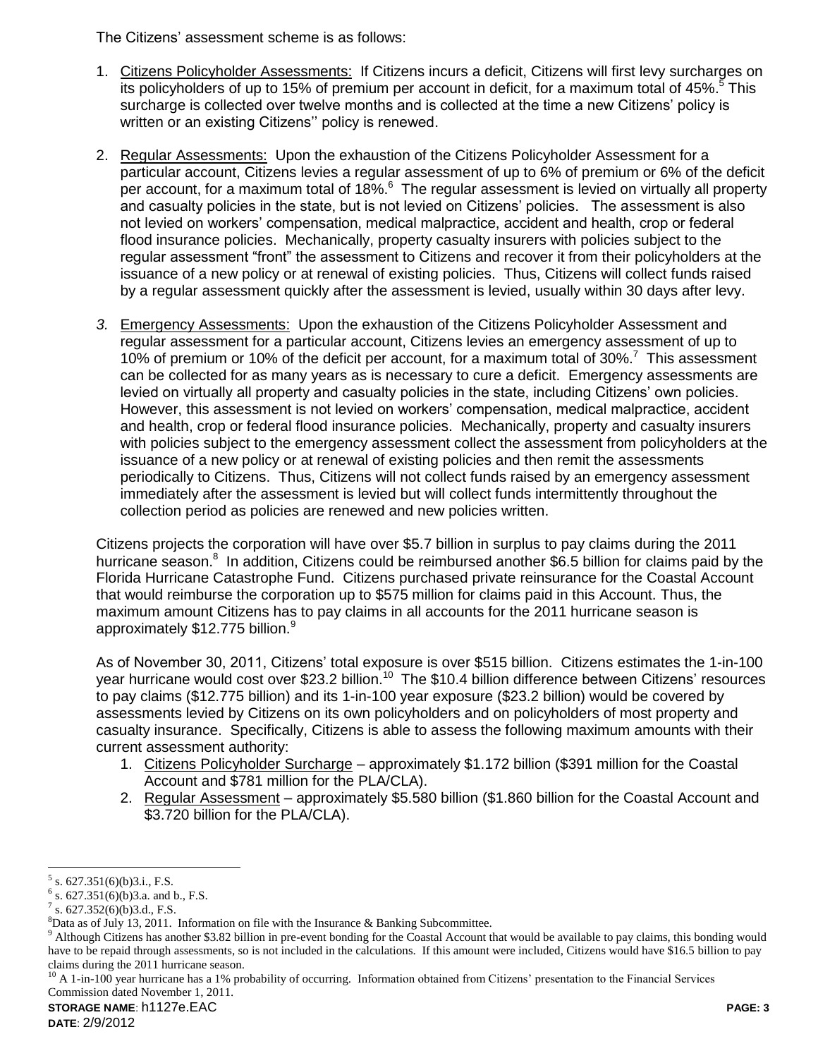The Citizens' assessment scheme is as follows:

1. Citizens Policyholder Assessments: If Citizens incurs a deficit, Citizens will first levy surcharges on its policyholders of up to 15% of premium per account in deficit, for a maximum total of 45%.[5] This surcharge is collected over twelve months and is collected at the time a new Citizens' policy is written or an existing Citizens'' policy is renewed.

2. Regular Assessments: Upon the exhaustion of the Citizens Policyholder Assessment for a particular account, Citizens levies a regular assessment of up to 6% of premium or 6% of the deficit per account, for a maximum total of 18%.[6] The regular assessment is levied on virtually all property and casualty policies in the state, but is not levied on Citizens' policies. The assessment is also not levied on workers' compensation, medical malpractice, accident and health, crop or federal flood insurance policies. Mechanically, property casualty insurers with policies subject to the regular assessment "front" the assessment to Citizens and recover it from their policyholders at the issuance of a new policy or at renewal of existing policies. Thus, Citizens will collect funds raised by a regular assessment quickly after the assessment is levied, usually within 30 days after levy.

3. Emergency Assessments: Upon the exhaustion of the Citizens Policyholder Assessment and regular assessment for a particular account, Citizens levies an emergency assessment of up to 10% of premium or 10% of the deficit per account, for a maximum total of 30%.[7] This assessment can be collected for as many years as is necessary to cure a deficit. Emergency assessments are levied on virtually all property and casualty policies in the state, including Citizens' own policies. However, this assessment is not levied on workers' compensation, medical malpractice, accident and health, crop or federal flood insurance policies. Mechanically, property and casualty insurers with policies subject to the emergency assessment collect the assessment from policyholders at the issuance of a new policy or at renewal of existing policies and then remit the assessments periodically to Citizens. Thus, Citizens will not collect funds raised by an emergency assessment immediately after the assessment is levied but will collect funds intermittently throughout the collection period as policies are renewed and new policies written.

Citizens projects the corporation will have over $5.7 billion in surplus to pay claims during the 2011 hurricane season.[8] In addition, Citizens could be reimbursed another $6.5 billion for claims paid by the Florida Hurricane Catastrophe Fund. Citizens purchased private reinsurance for the Coastal Account that would reimburse the corporation up to $575 million for claims paid in this Account. Thus, the maximum amount Citizens has to pay claims in all accounts for the 2011 hurricane season is approximately $12.775 billion.[9]

As of November 30, 2011, Citizens' total exposure is over $515 billion. Citizens estimates the 1-in-100 year hurricane would cost over $23.2 billion.[10] The $10.4 billion difference between Citizens' resources to pay claims ($12.775 billion) and its 1-in-100 year exposure ($23.2 billion) would be covered by assessments levied by Citizens on its own policyholders and on policyholders of most property and casualty insurance. Specifically, Citizens is able to assess the following maximum amounts with their current assessment authority:

1. Citizens Policyholder Surcharge – approximately $1.172 billion ($391 million for the Coastal Account and $781 million for the PLA/CLA).
2. Regular Assessment – approximately $5.580 billion ($1.860 billion for the Coastal Account and $3.720 billion for the PLA/CLA).

---

[5] s. 627.351(6)(b)3.i., F.S.

[6] s. 627.351(6)(b)3.a. and b., F.S.

[7] s. 627.352(6)(b)3.d., F.S.

[8] Data as of July 13, 2011. Information on file with the Insurance & Banking Subcommittee.

[9] Although Citizens has another $3.82 billion in pre-event bonding for the Coastal Account that would be available to pay claims, this bonding would have to be repaid through assessments, so is not included in the calculations. If this amount were included, Citizens would have $16.5 billion to pay claims during the 2011 hurricane season.

[10] A 1-in-100 year hurricane has a 1% probability of occurring. Information obtained from Citizens' presentation to the Financial Services Commission dated November 1, 2011.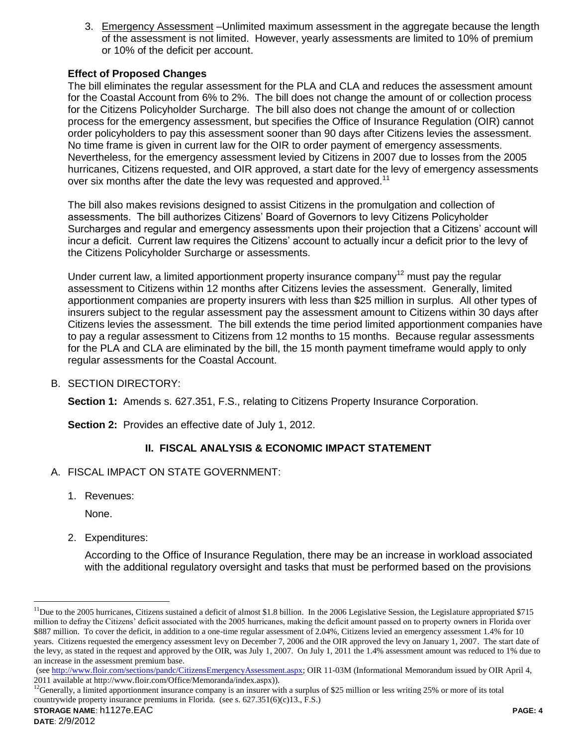3. Emergency Assessment –Unlimited maximum assessment in the aggregate because the length of the assessment is not limited. However, yearly assessments are limited to 10% of premium or 10% of the deficit per account.

**Effect of Proposed Changes**

The bill eliminates the regular assessment for the PLA and CLA and reduces the assessment amount for the Coastal Account from 6% to 2%. The bill does not change the amount of or collection process for the Citizens Policyholder Surcharge. The bill also does not change the amount of or collection process for the emergency assessment, but specifies the Office of Insurance Regulation (OIR) cannot order policyholders to pay this assessment sooner than 90 days after Citizens levies the assessment. No time frame is given in current law for the OIR to order payment of emergency assessments. Nevertheless, for the emergency assessment levied by Citizens in 2007 due to losses from the 2005 hurricanes, Citizens requested, and OIR approved, a start date for the levy of emergency assessments over six months after the date the levy was requested and approved.[11]

The bill also makes revisions designed to assist Citizens in the promulgation and collection of assessments. The bill authorizes Citizens' Board of Governors to levy Citizens Policyholder Surcharges and regular and emergency assessments upon their projection that a Citizens' account will incur a deficit. Current law requires the Citizens' account to actually incur a deficit prior to the levy of the Citizens Policyholder Surcharge or assessments.

Under current law, a limited apportionment property insurance company[12] must pay the regular assessment to Citizens within 12 months after Citizens levies the assessment. Generally, limited apportionment companies are property insurers with less than $25 million in surplus. All other types of insurers subject to the regular assessment pay the assessment amount to Citizens within 30 days after Citizens levies the assessment. The bill extends the time period limited apportionment companies have to pay a regular assessment to Citizens from 12 months to 15 months. Because regular assessments for the PLA and CLA are eliminated by the bill, the 15 month payment timeframe would apply to only regular assessments for the Coastal Account.

B. SECTION DIRECTORY:

**Section 1:** Amends s. 627.351, F.S., relating to Citizens Property Insurance Corporation.

**Section 2:** Provides an effective date of July 1, 2012.

## II. FISCAL ANALYSIS & ECONOMIC IMPACT STATEMENT

A. FISCAL IMPACT ON STATE GOVERNMENT:

1. Revenues:

   None.

2. Expenditures:

   According to the Office of Insurance Regulation, there may be an increase in workload associated with the additional regulatory oversight and tasks that must be performed based on the provisions

---

[11] Due to the 2005 hurricanes, Citizens sustained a deficit of almost $1.8 billion. In the 2006 Legislative Session, the Legislature appropriated $715 million to defray the Citizens' deficit associated with the 2005 hurricanes, making the deficit amount passed on to property owners in Florida over $887 million. To cover the deficit, in addition to a one-time regular assessment of 2.04%, Citizens levied an emergency assessment 1.4% for 10 years. Citizens requested the emergency assessment levy on December 7, 2006 and the OIR approved the levy on January 1, 2007. The start date of the levy, as stated in the request and approved by the OIR, was July 1, 2007. On July 1, 2011 the 1.4% assessment amount was reduced to 1% due to an increase in the assessment premium base.
(see http://www.floir.com/sections/pandc/CitizensEmergencyAssessment.aspx; OIR 11-03M (Informational Memorandum issued by OIR April 4, 2011 available at http://www.floir.com/Office/Memoranda/index.aspx)).

[12] Generally, a limited apportionment insurance company is an insurer with a surplus of $25 million or less writing 25% or more of its total countrywide property insurance premiums in Florida. (see s. 627.351(6)(c)13., F.S.)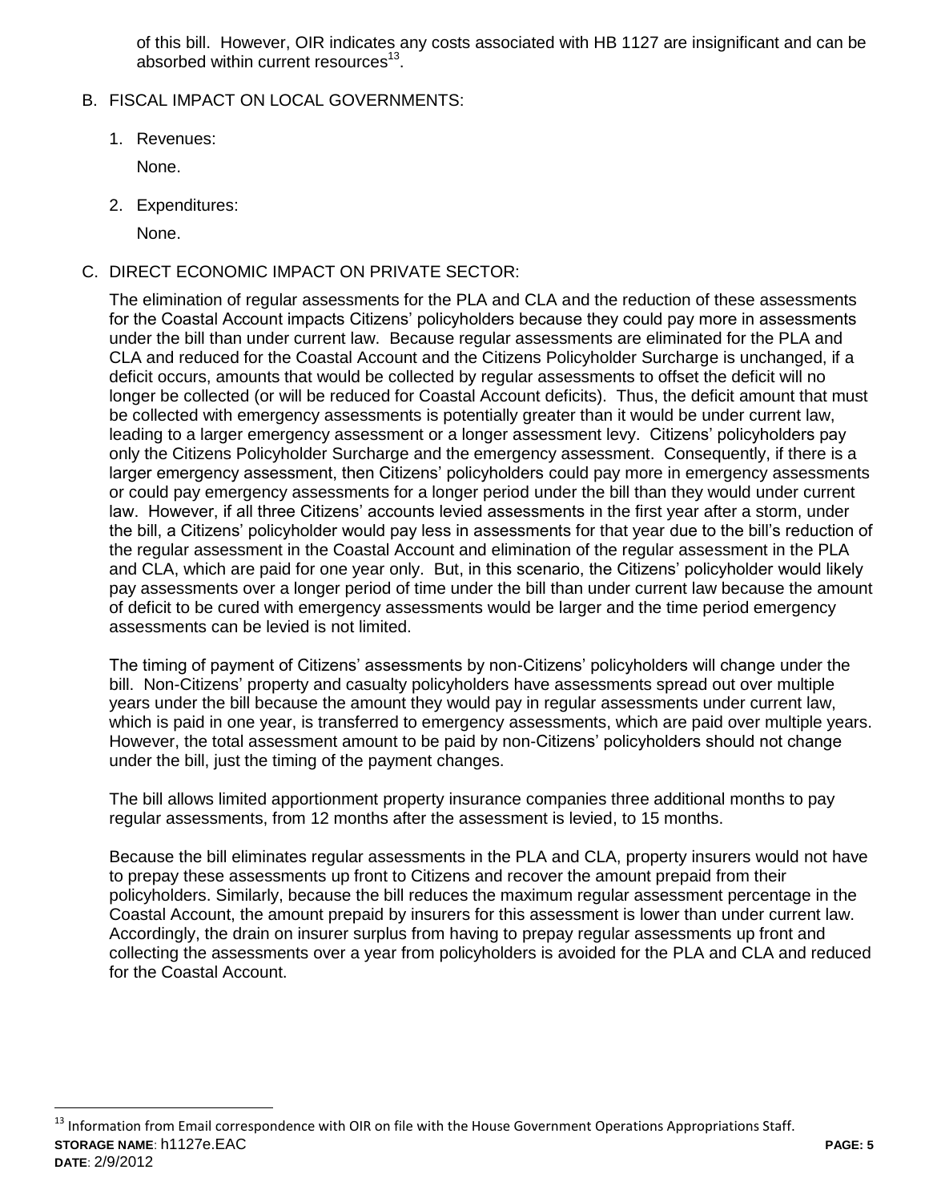of this bill. However, OIR indicates any costs associated with HB 1127 are insignificant and can be absorbed within current resources[13].

B. FISCAL IMPACT ON LOCAL GOVERNMENTS:

1. Revenues:

   None.

2. Expenditures:

   None.

C. DIRECT ECONOMIC IMPACT ON PRIVATE SECTOR:

The elimination of regular assessments for the PLA and CLA and the reduction of these assessments for the Coastal Account impacts Citizens' policyholders because they could pay more in assessments under the bill than under current law. Because regular assessments are eliminated for the PLA and CLA and reduced for the Coastal Account and the Citizens Policyholder Surcharge is unchanged, if a deficit occurs, amounts that would be collected by regular assessments to offset the deficit will no longer be collected (or will be reduced for Coastal Account deficits). Thus, the deficit amount that must be collected with emergency assessments is potentially greater than it would be under current law, leading to a larger emergency assessment or a longer assessment levy. Citizens' policyholders pay only the Citizens Policyholder Surcharge and the emergency assessment. Consequently, if there is a larger emergency assessment, then Citizens' policyholders could pay more in emergency assessments or could pay emergency assessments for a longer period under the bill than they would under current law. However, if all three Citizens' accounts levied assessments in the first year after a storm, under the bill, a Citizens' policyholder would pay less in assessments for that year due to the bill's reduction of the regular assessment in the Coastal Account and elimination of the regular assessment in the PLA and CLA, which are paid for one year only. But, in this scenario, the Citizens' policyholder would likely pay assessments over a longer period of time under the bill than under current law because the amount of deficit to be cured with emergency assessments would be larger and the time period emergency assessments can be levied is not limited.

The timing of payment of Citizens' assessments by non-Citizens' policyholders will change under the bill. Non-Citizens' property and casualty policyholders have assessments spread out over multiple years under the bill because the amount they would pay in regular assessments under current law, which is paid in one year, is transferred to emergency assessments, which are paid over multiple years. However, the total assessment amount to be paid by non-Citizens' policyholders should not change under the bill, just the timing of the payment changes.

The bill allows limited apportionment property insurance companies three additional months to pay regular assessments, from 12 months after the assessment is levied, to 15 months.

Because the bill eliminates regular assessments in the PLA and CLA, property insurers would not have to prepay these assessments up front to Citizens and recover the amount prepaid from their policyholders. Similarly, because the bill reduces the maximum regular assessment percentage in the Coastal Account, the amount prepaid by insurers for this assessment is lower than under current law. Accordingly, the drain on insurer surplus from having to prepay regular assessments up front and collecting the assessments over a year from policyholders is avoided for the PLA and CLA and reduced for the Coastal Account.

[13] Information from Email correspondence with OIR on file with the House Government Operations Appropriations Staff.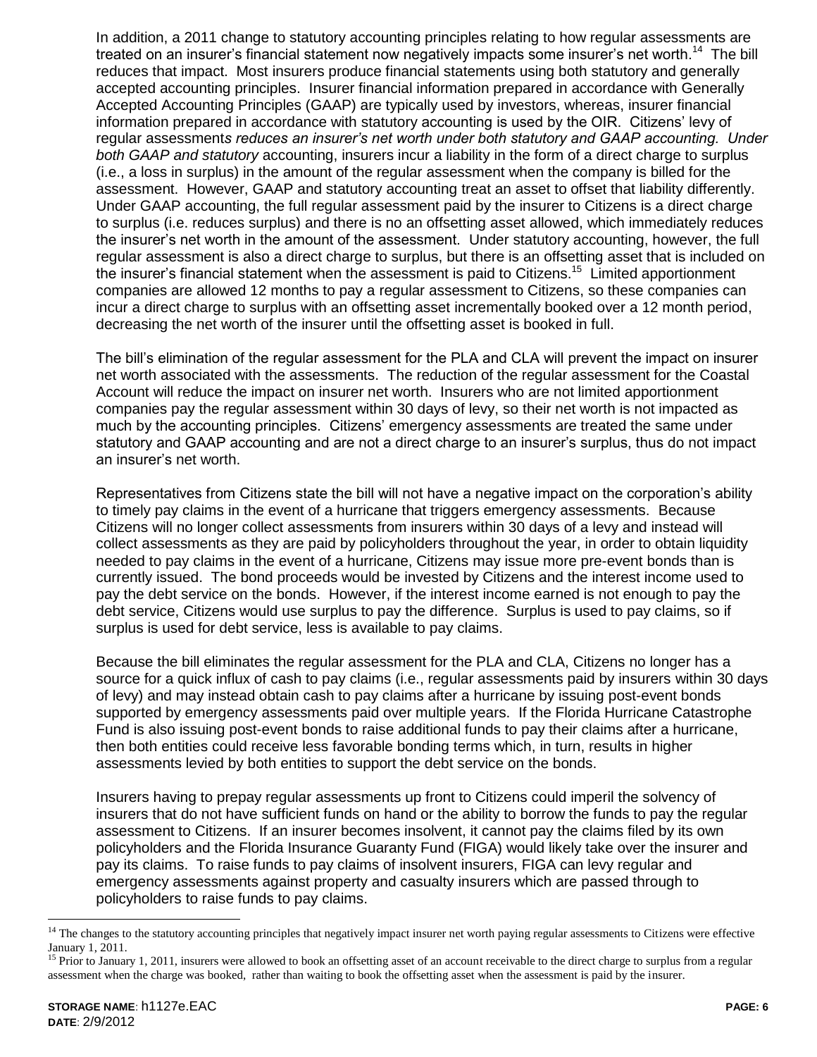In addition, a 2011 change to statutory accounting principles relating to how regular assessments are treated on an insurer's financial statement now negatively impacts some insurer's net worth.[14] The bill reduces that impact. Most insurers produce financial statements using both statutory and generally accepted accounting principles. Insurer financial information prepared in accordance with Generally Accepted Accounting Principles (GAAP) are typically used by investors, whereas, insurer financial information prepared in accordance with statutory accounting is used by the OIR. Citizens' levy of regular assessment*s reduces an insurer's net worth under both statutory and GAAP accounting. Under both GAAP and statutory* accounting, insurers incur a liability in the form of a direct charge to surplus (i.e., a loss in surplus) in the amount of the regular assessment when the company is billed for the assessment. However, GAAP and statutory accounting treat an asset to offset that liability differently. Under GAAP accounting, the full regular assessment paid by the insurer to Citizens is a direct charge to surplus (i.e. reduces surplus) and there is no an offsetting asset allowed, which immediately reduces the insurer's net worth in the amount of the assessment. Under statutory accounting, however, the full regular assessment is also a direct charge to surplus, but there is an offsetting asset that is included on the insurer's financial statement when the assessment is paid to Citizens.[15] Limited apportionment companies are allowed 12 months to pay a regular assessment to Citizens, so these companies can incur a direct charge to surplus with an offsetting asset incrementally booked over a 12 month period, decreasing the net worth of the insurer until the offsetting asset is booked in full.

The bill's elimination of the regular assessment for the PLA and CLA will prevent the impact on insurer net worth associated with the assessments. The reduction of the regular assessment for the Coastal Account will reduce the impact on insurer net worth. Insurers who are not limited apportionment companies pay the regular assessment within 30 days of levy, so their net worth is not impacted as much by the accounting principles. Citizens' emergency assessments are treated the same under statutory and GAAP accounting and are not a direct charge to an insurer's surplus, thus do not impact an insurer's net worth.

Representatives from Citizens state the bill will not have a negative impact on the corporation's ability to timely pay claims in the event of a hurricane that triggers emergency assessments. Because Citizens will no longer collect assessments from insurers within 30 days of a levy and instead will collect assessments as they are paid by policyholders throughout the year, in order to obtain liquidity needed to pay claims in the event of a hurricane, Citizens may issue more pre-event bonds than is currently issued. The bond proceeds would be invested by Citizens and the interest income used to pay the debt service on the bonds. However, if the interest income earned is not enough to pay the debt service, Citizens would use surplus to pay the difference. Surplus is used to pay claims, so if surplus is used for debt service, less is available to pay claims.

Because the bill eliminates the regular assessment for the PLA and CLA, Citizens no longer has a source for a quick influx of cash to pay claims (i.e., regular assessments paid by insurers within 30 days of levy) and may instead obtain cash to pay claims after a hurricane by issuing post-event bonds supported by emergency assessments paid over multiple years. If the Florida Hurricane Catastrophe Fund is also issuing post-event bonds to raise additional funds to pay their claims after a hurricane, then both entities could receive less favorable bonding terms which, in turn, results in higher assessments levied by both entities to support the debt service on the bonds.

Insurers having to prepay regular assessments up front to Citizens could imperil the solvency of insurers that do not have sufficient funds on hand or the ability to borrow the funds to pay the regular assessment to Citizens. If an insurer becomes insolvent, it cannot pay the claims filed by its own policyholders and the Florida Insurance Guaranty Fund (FIGA) would likely take over the insurer and pay its claims. To raise funds to pay claims of insolvent insurers, FIGA can levy regular and emergency assessments against property and casualty insurers which are passed through to policyholders to raise funds to pay claims.

[14] The changes to the statutory accounting principles that negatively impact insurer net worth paying regular assessments to Citizens were effective January 1, 2011.

[15] Prior to January 1, 2011, insurers were allowed to book an offsetting asset of an account receivable to the direct charge to surplus from a regular assessment when the charge was booked, rather than waiting to book the offsetting asset when the assessment is paid by the insurer.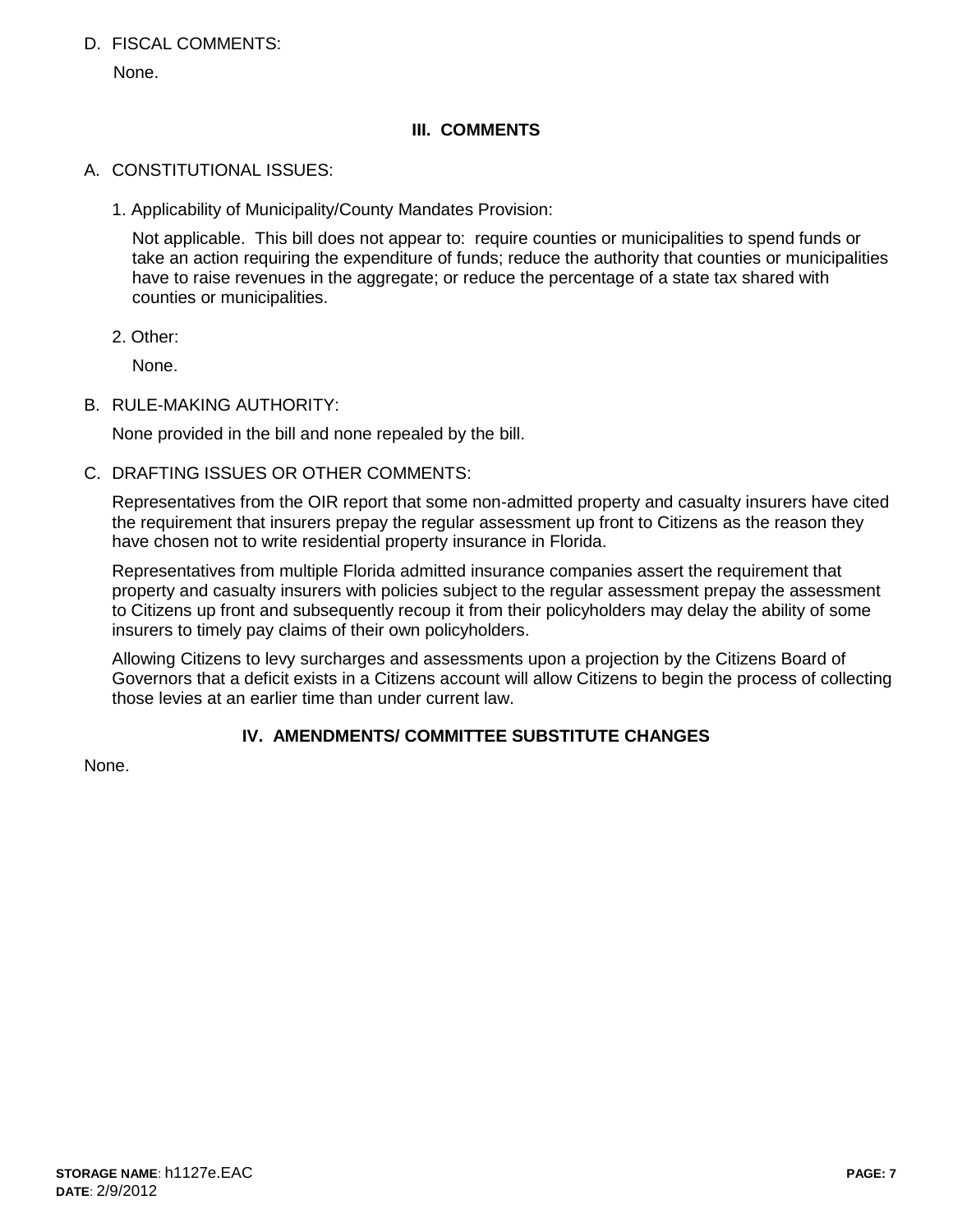D. FISCAL COMMENTS:

None.

## III. COMMENTS

A. CONSTITUTIONAL ISSUES:

1. Applicability of Municipality/County Mandates Provision:

Not applicable. This bill does not appear to: require counties or municipalities to spend funds or take an action requiring the expenditure of funds; reduce the authority that counties or municipalities have to raise revenues in the aggregate; or reduce the percentage of a state tax shared with counties or municipalities.

2. Other:

None.

B. RULE-MAKING AUTHORITY:

None provided in the bill and none repealed by the bill.

C. DRAFTING ISSUES OR OTHER COMMENTS:

Representatives from the OIR report that some non-admitted property and casualty insurers have cited the requirement that insurers prepay the regular assessment up front to Citizens as the reason they have chosen not to write residential property insurance in Florida.

Representatives from multiple Florida admitted insurance companies assert the requirement that property and casualty insurers with policies subject to the regular assessment prepay the assessment to Citizens up front and subsequently recoup it from their policyholders may delay the ability of some insurers to timely pay claims of their own policyholders.

Allowing Citizens to levy surcharges and assessments upon a projection by the Citizens Board of Governors that a deficit exists in a Citizens account will allow Citizens to begin the process of collecting those levies at an earlier time than under current law.

## IV. AMENDMENTS/ COMMITTEE SUBSTITUTE CHANGES

None.